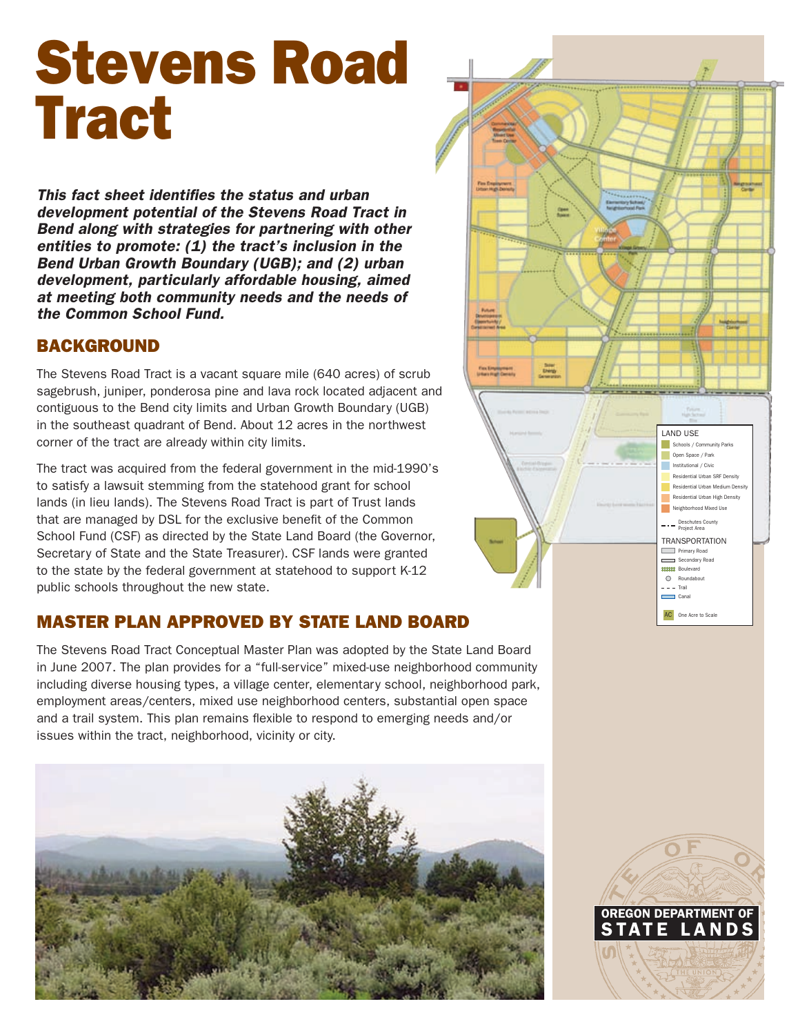# Stevens Road Tract

***This fact sheet identifies the status and urban development potential of the Stevens Road Tract in Bend along with strategies for partnering with other entities to promote: (1) the tract's inclusion in the Bend Urban Growth Boundary (UGB); and (2) urban development, particularly affordable housing, aimed at meeting both community needs and the needs of the Common School Fund.***

## BACKGROUND

The Stevens Road Tract is a vacant square mile (640 acres) of scrub sagebrush, juniper, ponderosa pine and lava rock located adjacent and contiguous to the Bend city limits and Urban Growth Boundary (UGB) in the southeast quadrant of Bend. About 12 acres in the northwest corner of the tract are already within city limits.

The tract was acquired from the federal government in the mid-1990's to satisfy a lawsuit stemming from the statehood grant for school lands (in lieu lands). The Stevens Road Tract is part of Trust lands that are managed by DSL for the exclusive benefit of the Common School Fund (CSF) as directed by the State Land Board (the Governor, Secretary of State and the State Treasurer). CSF lands were granted to the state by the federal government at statehood to support K-12 public schools throughout the new state.

## MASTER PLAN APPROVED BY STATE LAND BOARD

The Stevens Road Tract Conceptual Master Plan was adopted by the State Land Board in June 2007. The plan provides for a "full-service" mixed-use neighborhood community including diverse housing types, a village center, elementary school, neighborhood park, employment areas/centers, mixed use neighborhood centers, substantial open space and a trail system. This plan remains flexible to respond to emerging needs and/or issues within the tract, neighborhood, vicinity or city.

LAND USE
- Schools / Community Parks
- Open Space / Park
- Institutional / Civic
- Residential Urban SRF Density
- Residential Urban Medium Density
- Residential Urban High Density
- Neighborhood Mixed Use
- Deschutes County Project Area

TRANSPORTATION
- Primary Road
- Secondary Road
- Boulevard
- Roundabout
- Trail
- Canal

AC One Acre to Scale

OREGON DEPARTMENT OF STATE LANDS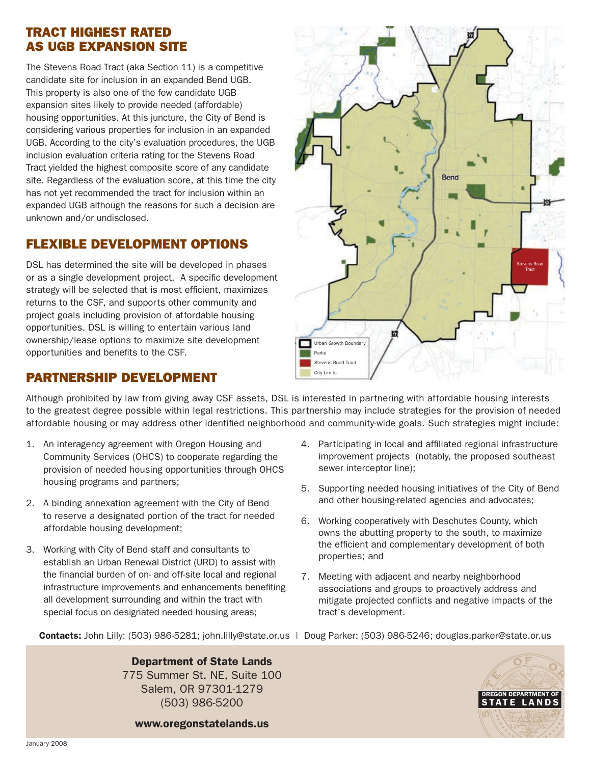## TRACT HIGHEST RATED AS UGB EXPANSION SITE

The Stevens Road Tract (aka Section 11) is a competitive candidate site for inclusion in an expanded Bend UGB. This property is also one of the few candidate UGB expansion sites likely to provide needed (affordable) housing opportunities. At this juncture, the City of Bend is considering various properties for inclusion in an expanded UGB. According to the city's evaluation procedures, the UGB inclusion evaluation criteria rating for the Stevens Road Tract yielded the highest composite score of any candidate site. Regardless of the evaluation score, at this time the city has not yet recommended the tract for inclusion within an expanded UGB although the reasons for such a decision are unknown and/or undisclosed.

## FLEXIBLE DEVELOPMENT OPTIONS

DSL has determined the site will be developed in phases or as a single development project. A specific development strategy will be selected that is most efficient, maximizes returns to the CSF, and supports other community and project goals including provision of affordable housing opportunities. DSL is willing to entertain various land ownership/lease options to maximize site development opportunities and benefits to the CSF.

Bend

Stevens Road Tract

Urban Growth Boundary

Parks

Stevens Road Tract

City Limits

## PARTNERSHIP DEVELOPMENT

Although prohibited by law from giving away CSF assets, DSL is interested in partnering with affordable housing interests to the greatest degree possible within legal restrictions. This partnership may include strategies for the provision of needed affordable housing or may address other identified neighborhood and community-wide goals. Such strategies might include:

1. An interagency agreement with Oregon Housing and Community Services (OHCS) to cooperate regarding the provision of needed housing opportunities through OHCS housing programs and partners;
2. A binding annexation agreement with the City of Bend to reserve a designated portion of the tract for needed affordable housing development;
3. Working with City of Bend staff and consultants to establish an Urban Renewal District (URD) to assist with the financial burden of on- and off-site local and regional infrastructure improvements and enhancements benefiting all development surrounding and within the tract with special focus on designated needed housing areas;
4. Participating in local and affiliated regional infrastructure improvement projects (notably, the proposed southeast sewer interceptor line);
5. Supporting needed housing initiatives of the City of Bend and other housing-related agencies and advocates;
6. Working cooperatively with Deschutes County, which owns the abutting property to the south, to maximize the efficient and complementary development of both properties; and
7. Meeting with adjacent and nearby neighborhood associations and groups to proactively address and mitigate projected conflicts and negative impacts of the tract's development.

**Contacts:** John Lilly: (503) 986-5281; john.lilly@state.or.us | Doug Parker: (503) 986-5246; douglas.parker@state.or.us

**Department of State Lands**
775 Summer St. NE, Suite 100
Salem, OR 97301-1279
(503) 986-5200

**www.oregonstatelands.us**

OREGON DEPARTMENT OF STATE LANDS

January 2008